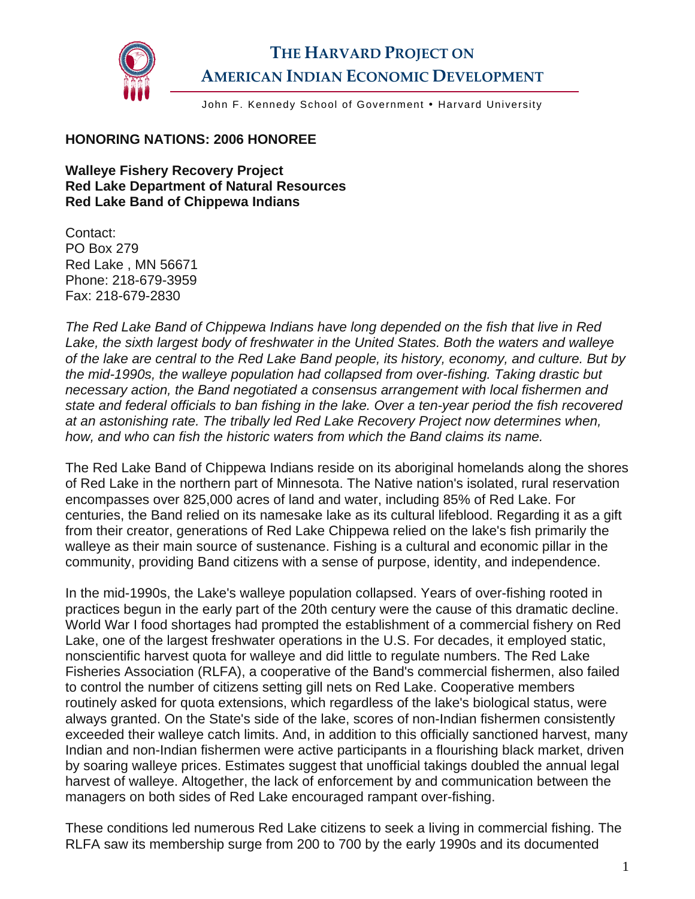# THE HARVARD PROJECT ON AMERICAN INDIAN ECONOMIC DEVELOPMENT

John F. Kennedy School of Government • Harvard University

**HONORING NATIONS: 2006 HONOREE**

**Walleye Fishery Recovery Project**
**Red Lake Department of Natural Resources**
**Red Lake Band of Chippewa Indians**

Contact:
PO Box 279
Red Lake , MN 56671
Phone: 218-679-3959
Fax: 218-679-2830

*The Red Lake Band of Chippewa Indians have long depended on the fish that live in Red Lake, the sixth largest body of freshwater in the United States. Both the waters and walleye of the lake are central to the Red Lake Band people, its history, economy, and culture. But by the mid-1990s, the walleye population had collapsed from over-fishing. Taking drastic but necessary action, the Band negotiated a consensus arrangement with local fishermen and state and federal officials to ban fishing in the lake. Over a ten-year period the fish recovered at an astonishing rate. The tribally led Red Lake Recovery Project now determines when, how, and who can fish the historic waters from which the Band claims its name.*

The Red Lake Band of Chippewa Indians reside on its aboriginal homelands along the shores of Red Lake in the northern part of Minnesota. The Native nation's isolated, rural reservation encompasses over 825,000 acres of land and water, including 85% of Red Lake. For centuries, the Band relied on its namesake lake as its cultural lifeblood. Regarding it as a gift from their creator, generations of Red Lake Chippewa relied on the lake's fish primarily the walleye as their main source of sustenance. Fishing is a cultural and economic pillar in the community, providing Band citizens with a sense of purpose, identity, and independence.

In the mid-1990s, the Lake's walleye population collapsed. Years of over-fishing rooted in practices begun in the early part of the 20th century were the cause of this dramatic decline. World War I food shortages had prompted the establishment of a commercial fishery on Red Lake, one of the largest freshwater operations in the U.S. For decades, it employed static, nonscientific harvest quota for walleye and did little to regulate numbers. The Red Lake Fisheries Association (RLFA), a cooperative of the Band's commercial fishermen, also failed to control the number of citizens setting gill nets on Red Lake. Cooperative members routinely asked for quota extensions, which regardless of the lake's biological status, were always granted. On the State's side of the lake, scores of non-Indian fishermen consistently exceeded their walleye catch limits. And, in addition to this officially sanctioned harvest, many Indian and non-Indian fishermen were active participants in a flourishing black market, driven by soaring walleye prices. Estimates suggest that unofficial takings doubled the annual legal harvest of walleye. Altogether, the lack of enforcement by and communication between the managers on both sides of Red Lake encouraged rampant over-fishing.

These conditions led numerous Red Lake citizens to seek a living in commercial fishing. The RLFA saw its membership surge from 200 to 700 by the early 1990s and its documented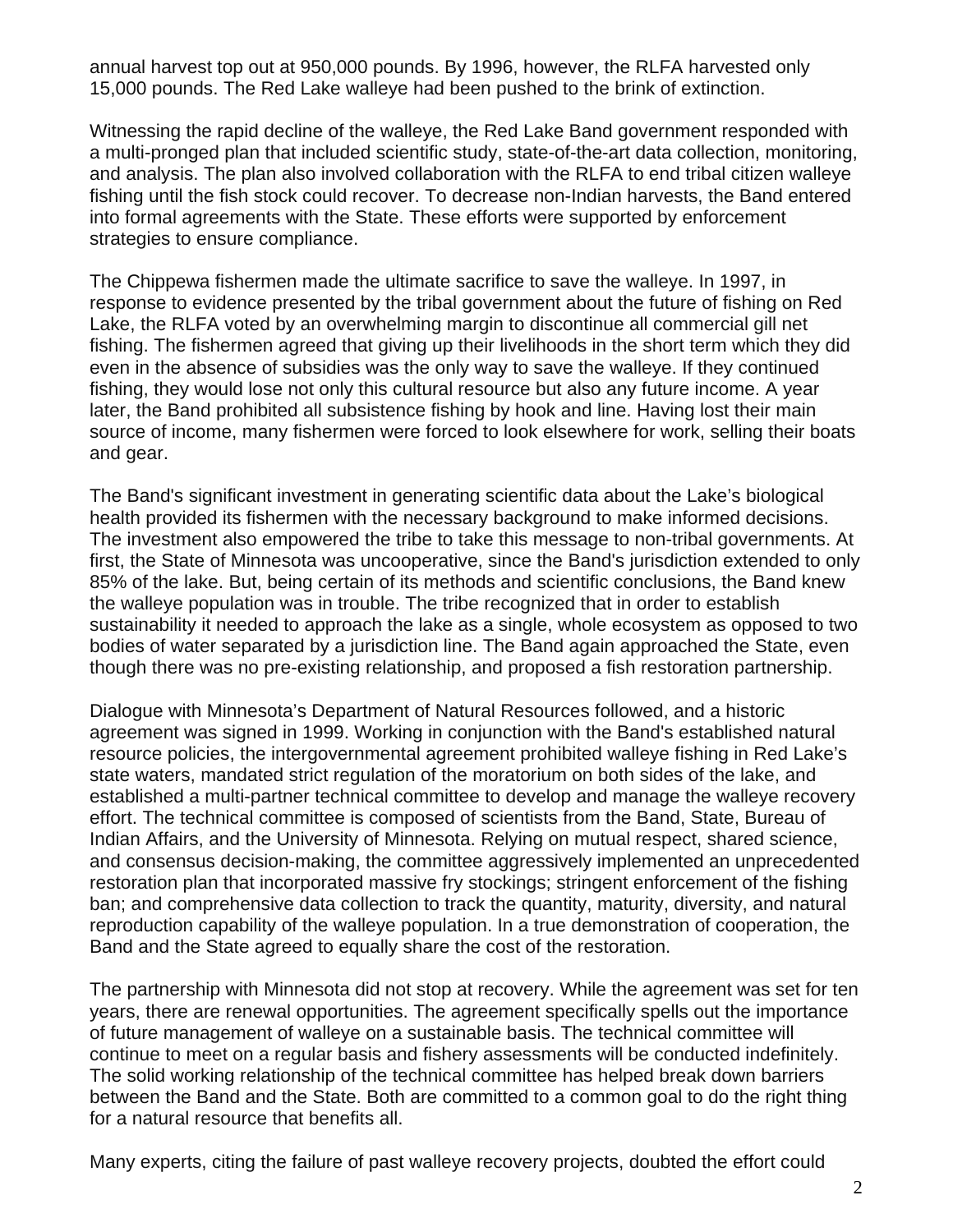annual harvest top out at 950,000 pounds. By 1996, however, the RLFA harvested only 15,000 pounds. The Red Lake walleye had been pushed to the brink of extinction.

Witnessing the rapid decline of the walleye, the Red Lake Band government responded with a multi-pronged plan that included scientific study, state-of-the-art data collection, monitoring, and analysis. The plan also involved collaboration with the RLFA to end tribal citizen walleye fishing until the fish stock could recover. To decrease non-Indian harvests, the Band entered into formal agreements with the State. These efforts were supported by enforcement strategies to ensure compliance.

The Chippewa fishermen made the ultimate sacrifice to save the walleye. In 1997, in response to evidence presented by the tribal government about the future of fishing on Red Lake, the RLFA voted by an overwhelming margin to discontinue all commercial gill net fishing. The fishermen agreed that giving up their livelihoods in the short term which they did even in the absence of subsidies was the only way to save the walleye. If they continued fishing, they would lose not only this cultural resource but also any future income. A year later, the Band prohibited all subsistence fishing by hook and line. Having lost their main source of income, many fishermen were forced to look elsewhere for work, selling their boats and gear.

The Band's significant investment in generating scientific data about the Lake's biological health provided its fishermen with the necessary background to make informed decisions. The investment also empowered the tribe to take this message to non-tribal governments. At first, the State of Minnesota was uncooperative, since the Band's jurisdiction extended to only 85% of the lake. But, being certain of its methods and scientific conclusions, the Band knew the walleye population was in trouble. The tribe recognized that in order to establish sustainability it needed to approach the lake as a single, whole ecosystem as opposed to two bodies of water separated by a jurisdiction line. The Band again approached the State, even though there was no pre-existing relationship, and proposed a fish restoration partnership.

Dialogue with Minnesota's Department of Natural Resources followed, and a historic agreement was signed in 1999. Working in conjunction with the Band's established natural resource policies, the intergovernmental agreement prohibited walleye fishing in Red Lake's state waters, mandated strict regulation of the moratorium on both sides of the lake, and established a multi-partner technical committee to develop and manage the walleye recovery effort. The technical committee is composed of scientists from the Band, State, Bureau of Indian Affairs, and the University of Minnesota. Relying on mutual respect, shared science, and consensus decision-making, the committee aggressively implemented an unprecedented restoration plan that incorporated massive fry stockings; stringent enforcement of the fishing ban; and comprehensive data collection to track the quantity, maturity, diversity, and natural reproduction capability of the walleye population. In a true demonstration of cooperation, the Band and the State agreed to equally share the cost of the restoration.

The partnership with Minnesota did not stop at recovery. While the agreement was set for ten years, there are renewal opportunities. The agreement specifically spells out the importance of future management of walleye on a sustainable basis. The technical committee will continue to meet on a regular basis and fishery assessments will be conducted indefinitely. The solid working relationship of the technical committee has helped break down barriers between the Band and the State. Both are committed to a common goal to do the right thing for a natural resource that benefits all.

Many experts, citing the failure of past walleye recovery projects, doubted the effort could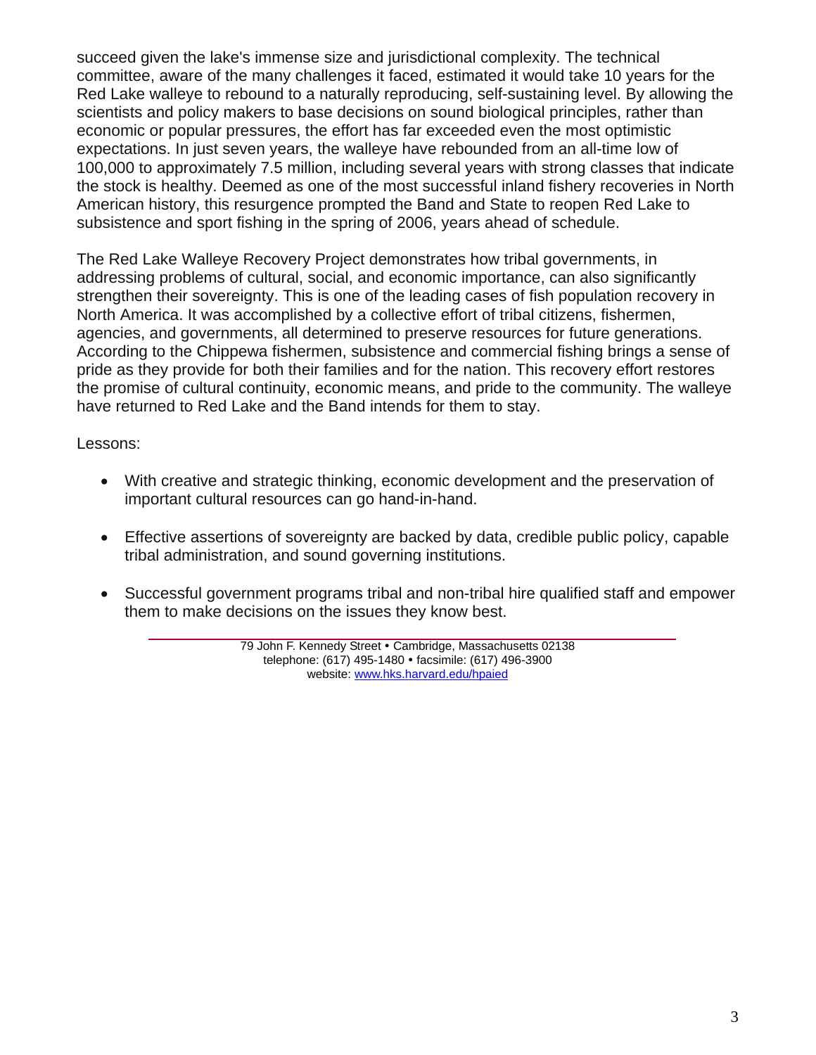succeed given the lake's immense size and jurisdictional complexity. The technical committee, aware of the many challenges it faced, estimated it would take 10 years for the Red Lake walleye to rebound to a naturally reproducing, self-sustaining level. By allowing the scientists and policy makers to base decisions on sound biological principles, rather than economic or popular pressures, the effort has far exceeded even the most optimistic expectations. In just seven years, the walleye have rebounded from an all-time low of 100,000 to approximately 7.5 million, including several years with strong classes that indicate the stock is healthy. Deemed as one of the most successful inland fishery recoveries in North American history, this resurgence prompted the Band and State to reopen Red Lake to subsistence and sport fishing in the spring of 2006, years ahead of schedule.

The Red Lake Walleye Recovery Project demonstrates how tribal governments, in addressing problems of cultural, social, and economic importance, can also significantly strengthen their sovereignty. This is one of the leading cases of fish population recovery in North America. It was accomplished by a collective effort of tribal citizens, fishermen, agencies, and governments, all determined to preserve resources for future generations. According to the Chippewa fishermen, subsistence and commercial fishing brings a sense of pride as they provide for both their families and for the nation. This recovery effort restores the promise of cultural continuity, economic means, and pride to the community. The walleye have returned to Red Lake and the Band intends for them to stay.

Lessons:

- With creative and strategic thinking, economic development and the preservation of important cultural resources can go hand-in-hand.
- Effective assertions of sovereignty are backed by data, credible public policy, capable tribal administration, and sound governing institutions.
- Successful government programs tribal and non-tribal hire qualified staff and empower them to make decisions on the issues they know best.

79 John F. Kennedy Street • Cambridge, Massachusetts 02138
telephone: (617) 495-1480 • facsimile: (617) 496-3900
website: www.hks.harvard.edu/hpaied